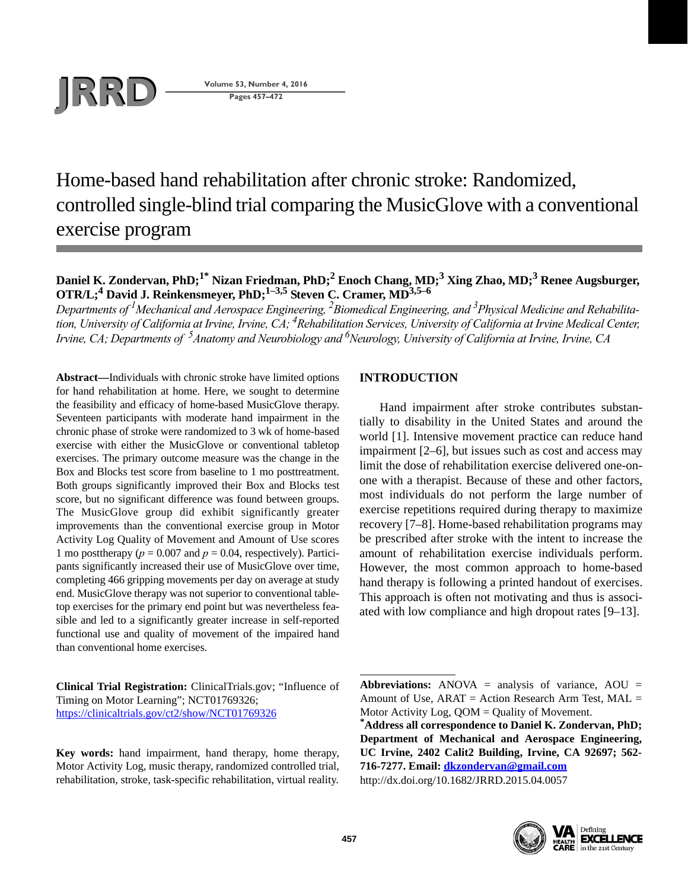# Home-based hand rehabilitation after chronic stroke: Randomized, controlled single-blind trial comparing the MusicGlove with a conventional exercise program

**Daniel K. Zondervan, PhD;[1*] Nizan Friedman, PhD;[2] Enoch Chang, MD;[3] Xing Zhao, MD;[3] Renee Augsburger, OTR/L;[4] David J. Reinkensmeyer, PhD;[1–3,5] Steven C. Cramer, MD[3,5–6]**

*Departments of [1]Mechanical and Aerospace Engineering, [2]Biomedical Engineering, and [3]Physical Medicine and Rehabilitation, University of California at Irvine, Irvine, CA; [4]Rehabilitation Services, University of California at Irvine Medical Center, Irvine, CA; Departments of [5]Anatomy and Neurobiology and [6]Neurology, University of California at Irvine, Irvine, CA*

**Abstract—**Individuals with chronic stroke have limited options for hand rehabilitation at home. Here, we sought to determine the feasibility and efficacy of home-based MusicGlove therapy. Seventeen participants with moderate hand impairment in the chronic phase of stroke were randomized to 3 wk of home-based exercise with either the MusicGlove or conventional tabletop exercises. The primary outcome measure was the change in the Box and Blocks test score from baseline to 1 mo posttreatment. Both groups significantly improved their Box and Blocks test score, but no significant difference was found between groups. The MusicGlove group did exhibit significantly greater improvements than the conventional exercise group in Motor Activity Log Quality of Movement and Amount of Use scores 1 mo posttherapy ($p = 0.007$ and $p = 0.04$, respectively). Participants significantly increased their use of MusicGlove over time, completing 466 gripping movements per day on average at study end. MusicGlove therapy was not superior to conventional tabletop exercises for the primary end point but was nevertheless feasible and led to a significantly greater increase in self-reported functional use and quality of movement of the impaired hand than conventional home exercises.

**Clinical Trial Registration:** ClinicalTrials.gov; "Influence of Timing on Motor Learning"; NCT01769326; https://clinicaltrials.gov/ct2/show/NCT01769326

**Key words:** hand impairment, hand therapy, home therapy, Motor Activity Log, music therapy, randomized controlled trial, rehabilitation, stroke, task-specific rehabilitation, virtual reality.

## INTRODUCTION

Hand impairment after stroke contributes substantially to disability in the United States and around the world [1]. Intensive movement practice can reduce hand impairment [2–6], but issues such as cost and access may limit the dose of rehabilitation exercise delivered one-on-one with a therapist. Because of these and other factors, most individuals do not perform the large number of exercise repetitions required during therapy to maximize recovery [7–8]. Home-based rehabilitation programs may be prescribed after stroke with the intent to increase the amount of rehabilitation exercise individuals perform. However, the most common approach to home-based hand therapy is following a printed handout of exercises. This approach is often not motivating and thus is associated with low compliance and high dropout rates [9–13].

---

**Abbreviations:** ANOVA = analysis of variance, AOU = Amount of Use, ARAT = Action Research Arm Test, MAL = Motor Activity Log, QOM = Quality of Movement.

**[*]Address all correspondence to Daniel K. Zondervan, PhD; Department of Mechanical and Aerospace Engineering, UC Irvine, 2402 Calit2 Building, Irvine, CA 92697; 562-716-7277. Email: dkzondervan@gmail.com**

http://dx.doi.org/10.1682/JRRD.2015.04.0057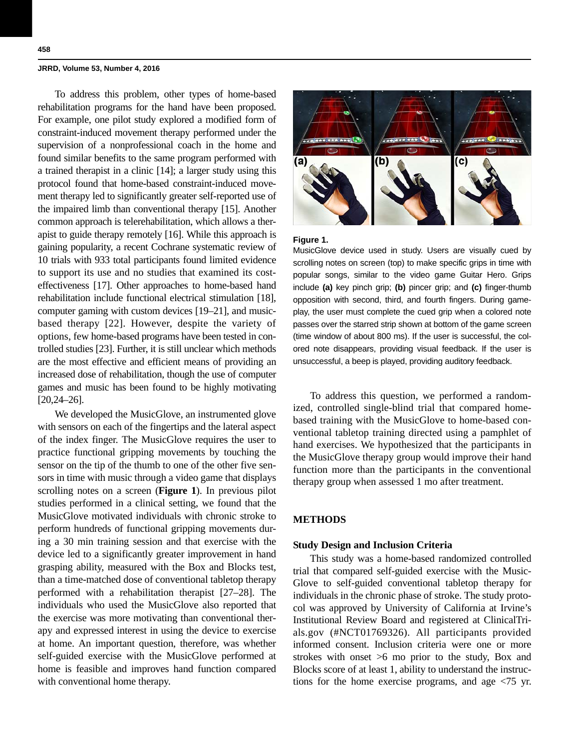To address this problem, other types of home-based rehabilitation programs for the hand have been proposed. For example, one pilot study explored a modified form of constraint-induced movement therapy performed under the supervision of a nonprofessional coach in the home and found similar benefits to the same program performed with a trained therapist in a clinic [14]; a larger study using this protocol found that home-based constraint-induced movement therapy led to significantly greater self-reported use of the impaired limb than conventional therapy [15]. Another common approach is telerehabilitation, which allows a therapist to guide therapy remotely [16]. While this approach is gaining popularity, a recent Cochrane systematic review of 10 trials with 933 total participants found limited evidence to support its use and no studies that examined its cost-effectiveness [17]. Other approaches to home-based hand rehabilitation include functional electrical stimulation [18], computer gaming with custom devices [19–21], and music-based therapy [22]. However, despite the variety of options, few home-based programs have been tested in controlled studies [23]. Further, it is still unclear which methods are the most effective and efficient means of providing an increased dose of rehabilitation, though the use of computer games and music has been found to be highly motivating [20,24–26].

We developed the MusicGlove, an instrumented glove with sensors on each of the fingertips and the lateral aspect of the index finger. The MusicGlove requires the user to practice functional gripping movements by touching the sensor on the tip of the thumb to one of the other five sensors in time with music through a video game that displays scrolling notes on a screen (**Figure 1**). In previous pilot studies performed in a clinical setting, we found that the MusicGlove motivated individuals with chronic stroke to perform hundreds of functional gripping movements during a 30 min training session and that exercise with the device led to a significantly greater improvement in hand grasping ability, measured with the Box and Blocks test, than a time-matched dose of conventional tabletop therapy performed with a rehabilitation therapist [27–28]. The individuals who used the MusicGlove also reported that the exercise was more motivating than conventional therapy and expressed interest in using the device to exercise at home. An important question, therefore, was whether self-guided exercise with the MusicGlove performed at home is feasible and improves hand function compared with conventional home therapy.

**Figure 1.**
MusicGlove device used in study. Users are visually cued by scrolling notes on screen (top) to make specific grips in time with popular songs, similar to the video game Guitar Hero. Grips include **(a)** key pinch grip; **(b)** pincer grip; and **(c)** finger-thumb opposition with second, third, and fourth fingers. During gameplay, the user must complete the cued grip when a colored note passes over the starred strip shown at bottom of the game screen (time window of about 800 ms). If the user is successful, the colored note disappears, providing visual feedback. If the user is unsuccessful, a beep is played, providing auditory feedback.

To address this question, we performed a randomized, controlled single-blind trial that compared home-based training with the MusicGlove to home-based conventional tabletop training directed using a pamphlet of hand exercises. We hypothesized that the participants in the MusicGlove therapy group would improve their hand function more than the participants in the conventional therapy group when assessed 1 mo after treatment.

## METHODS

### Study Design and Inclusion Criteria

This study was a home-based randomized controlled trial that compared self-guided exercise with the MusicGlove to self-guided conventional tabletop therapy for individuals in the chronic phase of stroke. The study protocol was approved by University of California at Irvine's Institutional Review Board and registered at ClinicalTrials.gov (#NCT01769326). All participants provided informed consent. Inclusion criteria were one or more strokes with onset >6 mo prior to the study, Box and Blocks score of at least 1, ability to understand the instructions for the home exercise programs, and age <75 yr.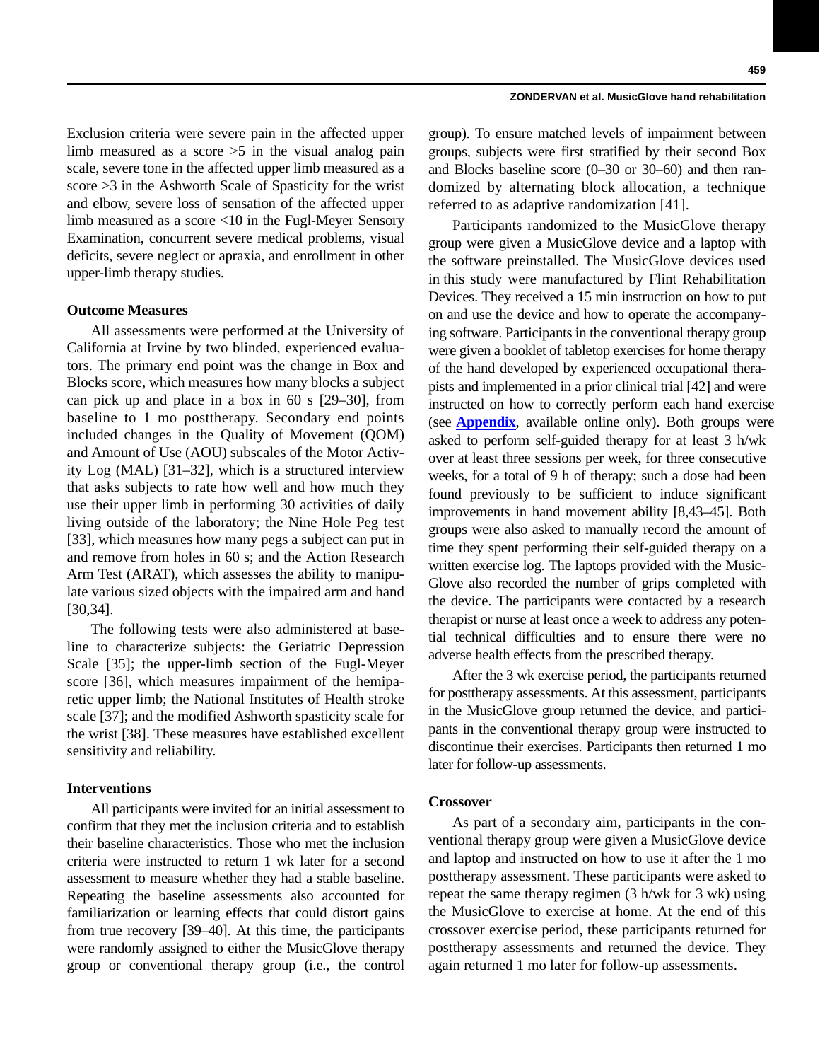Exclusion criteria were severe pain in the affected upper limb measured as a score >5 in the visual analog pain scale, severe tone in the affected upper limb measured as a score >3 in the Ashworth Scale of Spasticity for the wrist and elbow, severe loss of sensation of the affected upper limb measured as a score <10 in the Fugl-Meyer Sensory Examination, concurrent severe medical problems, visual deficits, severe neglect or apraxia, and enrollment in other upper-limb therapy studies.

### Outcome Measures

All assessments were performed at the University of California at Irvine by two blinded, experienced evaluators. The primary end point was the change in Box and Blocks score, which measures how many blocks a subject can pick up and place in a box in 60 s [29–30], from baseline to 1 mo posttherapy. Secondary end points included changes in the Quality of Movement (QOM) and Amount of Use (AOU) subscales of the Motor Activity Log (MAL) [31–32], which is a structured interview that asks subjects to rate how well and how much they use their upper limb in performing 30 activities of daily living outside of the laboratory; the Nine Hole Peg test [33], which measures how many pegs a subject can put in and remove from holes in 60 s; and the Action Research Arm Test (ARAT), which assesses the ability to manipulate various sized objects with the impaired arm and hand [30,34].

The following tests were also administered at baseline to characterize subjects: the Geriatric Depression Scale [35]; the upper-limb section of the Fugl-Meyer score [36], which measures impairment of the hemiparetic upper limb; the National Institutes of Health stroke scale [37]; and the modified Ashworth spasticity scale for the wrist [38]. These measures have established excellent sensitivity and reliability.

### Interventions

All participants were invited for an initial assessment to confirm that they met the inclusion criteria and to establish their baseline characteristics. Those who met the inclusion criteria were instructed to return 1 wk later for a second assessment to measure whether they had a stable baseline. Repeating the baseline assessments also accounted for familiarization or learning effects that could distort gains from true recovery [39–40]. At this time, the participants were randomly assigned to either the MusicGlove therapy group or conventional therapy group (i.e., the control group). To ensure matched levels of impairment between groups, subjects were first stratified by their second Box and Blocks baseline score (0–30 or 30–60) and then randomized by alternating block allocation, a technique referred to as adaptive randomization [41].

Participants randomized to the MusicGlove therapy group were given a MusicGlove device and a laptop with the software preinstalled. The MusicGlove devices used in this study were manufactured by Flint Rehabilitation Devices. They received a 15 min instruction on how to put on and use the device and how to operate the accompanying software. Participants in the conventional therapy group were given a booklet of tabletop exercises for home therapy of the hand developed by experienced occupational therapists and implemented in a prior clinical trial [42] and were instructed on how to correctly perform each hand exercise (see **Appendix**, available online only). Both groups were asked to perform self-guided therapy for at least 3 h/wk over at least three sessions per week, for three consecutive weeks, for a total of 9 h of therapy; such a dose had been found previously to be sufficient to induce significant improvements in hand movement ability [8,43–45]. Both groups were also asked to manually record the amount of time they spent performing their self-guided therapy on a written exercise log. The laptops provided with the MusicGlove also recorded the number of grips completed with the device. The participants were contacted by a research therapist or nurse at least once a week to address any potential technical difficulties and to ensure there were no adverse health effects from the prescribed therapy.

After the 3 wk exercise period, the participants returned for posttherapy assessments. At this assessment, participants in the MusicGlove group returned the device, and participants in the conventional therapy group were instructed to discontinue their exercises. Participants then returned 1 mo later for follow-up assessments.

### Crossover

As part of a secondary aim, participants in the conventional therapy group were given a MusicGlove device and laptop and instructed on how to use it after the 1 mo posttherapy assessment. These participants were asked to repeat the same therapy regimen (3 h/wk for 3 wk) using the MusicGlove to exercise at home. At the end of this crossover exercise period, these participants returned for posttherapy assessments and returned the device. They again returned 1 mo later for follow-up assessments.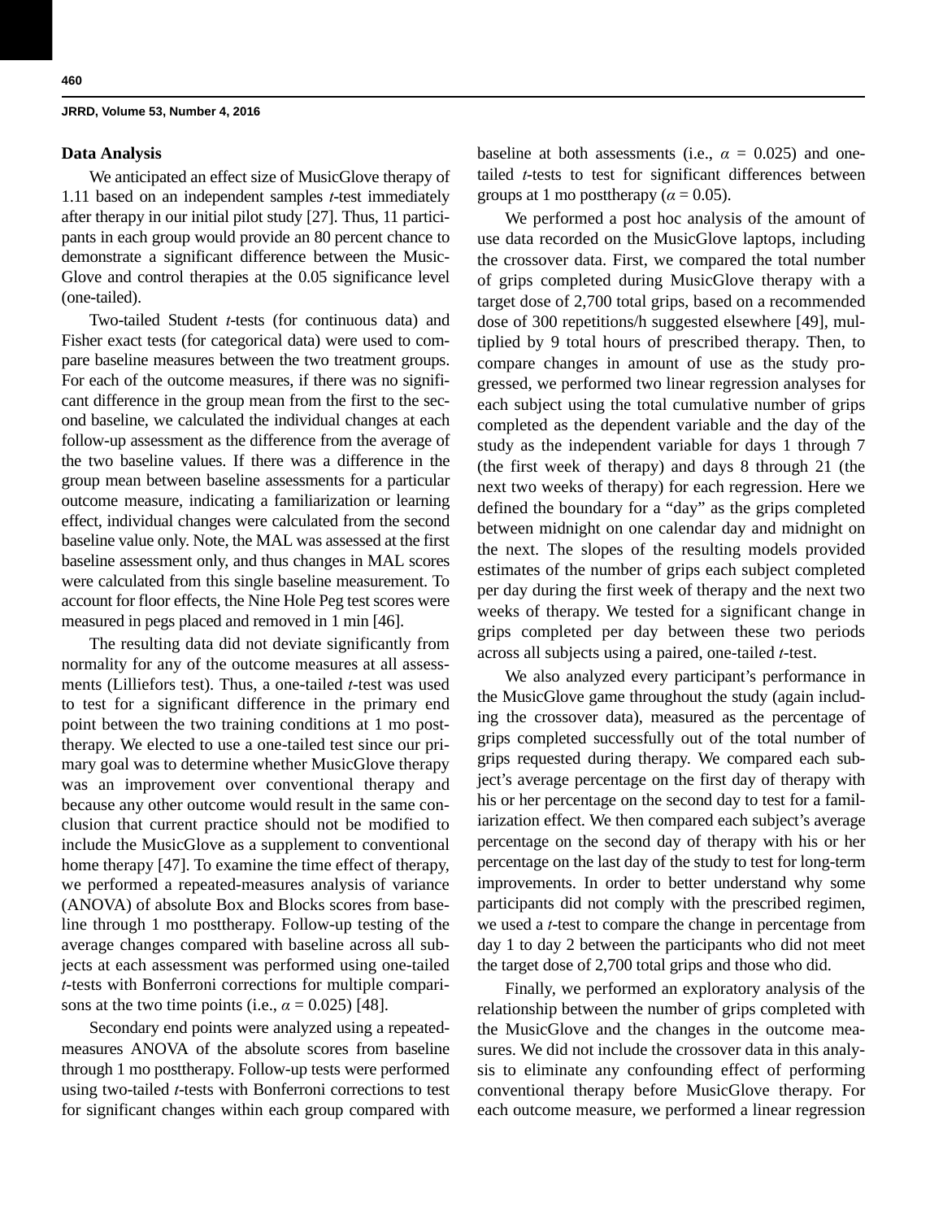### Data Analysis

We anticipated an effect size of MusicGlove therapy of 1.11 based on an independent samples *t*-test immediately after therapy in our initial pilot study [27]. Thus, 11 participants in each group would provide an 80 percent chance to demonstrate a significant difference between the MusicGlove and control therapies at the 0.05 significance level (one-tailed).

Two-tailed Student *t*-tests (for continuous data) and Fisher exact tests (for categorical data) were used to compare baseline measures between the two treatment groups. For each of the outcome measures, if there was no significant difference in the group mean from the first to the second baseline, we calculated the individual changes at each follow-up assessment as the difference from the average of the two baseline values. If there was a difference in the group mean between baseline assessments for a particular outcome measure, indicating a familiarization or learning effect, individual changes were calculated from the second baseline value only. Note, the MAL was assessed at the first baseline assessment only, and thus changes in MAL scores were calculated from this single baseline measurement. To account for floor effects, the Nine Hole Peg test scores were measured in pegs placed and removed in 1 min [46].

The resulting data did not deviate significantly from normality for any of the outcome measures at all assessments (Lilliefors test). Thus, a one-tailed *t*-test was used to test for a significant difference in the primary end point between the two training conditions at 1 mo posttherapy. We elected to use a one-tailed test since our primary goal was to determine whether MusicGlove therapy was an improvement over conventional therapy and because any other outcome would result in the same conclusion that current practice should not be modified to include the MusicGlove as a supplement to conventional home therapy [47]. To examine the time effect of therapy, we performed a repeated-measures analysis of variance (ANOVA) of absolute Box and Blocks scores from baseline through 1 mo posttherapy. Follow-up testing of the average changes compared with baseline across all subjects at each assessment was performed using one-tailed *t*-tests with Bonferroni corrections for multiple comparisons at the two time points (i.e., $\alpha = 0.025$) [48].

Secondary end points were analyzed using a repeated-measures ANOVA of the absolute scores from baseline through 1 mo posttherapy. Follow-up tests were performed using two-tailed *t*-tests with Bonferroni corrections to test for significant changes within each group compared with baseline at both assessments (i.e., $\alpha = 0.025$) and one-tailed *t*-tests to test for significant differences between groups at 1 mo posttherapy ($\alpha = 0.05$).

We performed a post hoc analysis of the amount of use data recorded on the MusicGlove laptops, including the crossover data. First, we compared the total number of grips completed during MusicGlove therapy with a target dose of 2,700 total grips, based on a recommended dose of 300 repetitions/h suggested elsewhere [49], multiplied by 9 total hours of prescribed therapy. Then, to compare changes in amount of use as the study progressed, we performed two linear regression analyses for each subject using the total cumulative number of grips completed as the dependent variable and the day of the study as the independent variable for days 1 through 7 (the first week of therapy) and days 8 through 21 (the next two weeks of therapy) for each regression. Here we defined the boundary for a "day" as the grips completed between midnight on one calendar day and midnight on the next. The slopes of the resulting models provided estimates of the number of grips each subject completed per day during the first week of therapy and the next two weeks of therapy. We tested for a significant change in grips completed per day between these two periods across all subjects using a paired, one-tailed *t*-test.

We also analyzed every participant's performance in the MusicGlove game throughout the study (again including the crossover data), measured as the percentage of grips completed successfully out of the total number of grips requested during therapy. We compared each subject's average percentage on the first day of therapy with his or her percentage on the second day to test for a familiarization effect. We then compared each subject's average percentage on the second day of therapy with his or her percentage on the last day of the study to test for long-term improvements. In order to better understand why some participants did not comply with the prescribed regimen, we used a *t*-test to compare the change in percentage from day 1 to day 2 between the participants who did not meet the target dose of 2,700 total grips and those who did.

Finally, we performed an exploratory analysis of the relationship between the number of grips completed with the MusicGlove and the changes in the outcome measures. We did not include the crossover data in this analysis to eliminate any confounding effect of performing conventional therapy before MusicGlove therapy. For each outcome measure, we performed a linear regression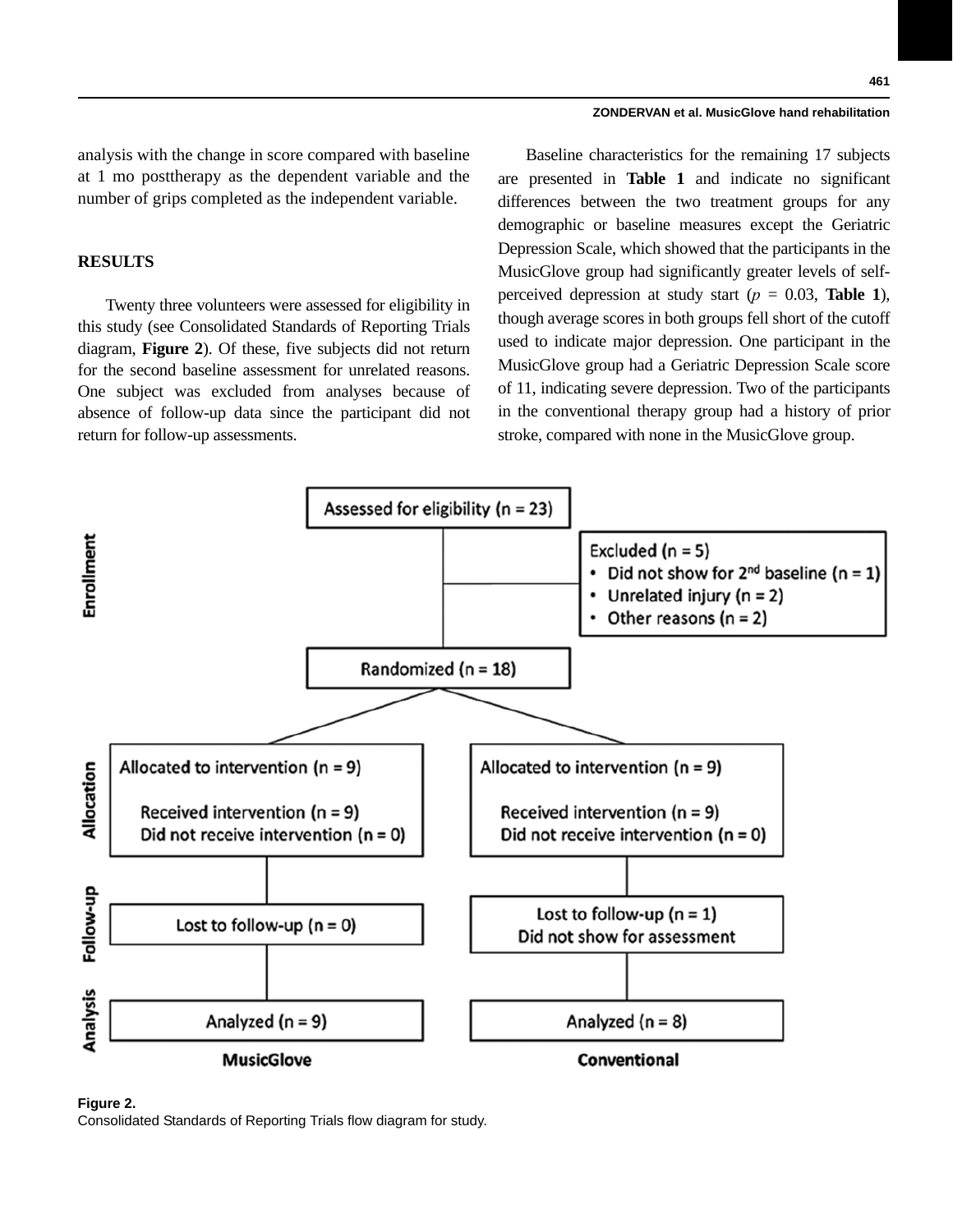analysis with the change in score compared with baseline at 1 mo posttherapy as the dependent variable and the number of grips completed as the independent variable.

## RESULTS

Twenty three volunteers were assessed for eligibility in this study (see Consolidated Standards of Reporting Trials diagram, **Figure 2**). Of these, five subjects did not return for the second baseline assessment for unrelated reasons. One subject was excluded from analyses because of absence of follow-up data since the participant did not return for follow-up assessments.

Baseline characteristics for the remaining 17 subjects are presented in **Table 1** and indicate no significant differences between the two treatment groups for any demographic or baseline measures except the Geriatric Depression Scale, which showed that the participants in the MusicGlove group had significantly greater levels of self-perceived depression at study start ($p$ = 0.03, **Table 1**), though average scores in both groups fell short of the cutoff used to indicate major depression. One participant in the MusicGlove group had a Geriatric Depression Scale score of 11, indicating severe depression. Two of the participants in the conventional therapy group had a history of prior stroke, compared with none in the MusicGlove group.

**Enrollment**

- Assessed for eligibility (n = 23)
- Excluded (n = 5)
  - Did not show for 2nd baseline (n = 1)
  - Unrelated injury (n = 2)
  - Other reasons (n = 2)
- Randomized (n = 18)

| Stage | MusicGlove | Conventional |
| --- | --- | --- |
| Allocation | Allocated to intervention (n = 9); Received intervention (n = 9); Did not receive intervention (n = 0) | Allocated to intervention (n = 9); Received intervention (n = 9); Did not receive intervention (n = 0) |
| Follow-up | Lost to follow-up (n = 0) | Lost to follow-up (n = 1); Did not show for assessment |
| Analysis | Analyzed (n = 9) | Analyzed (n = 8) |

**Figure 2.**
Consolidated Standards of Reporting Trials flow diagram for study.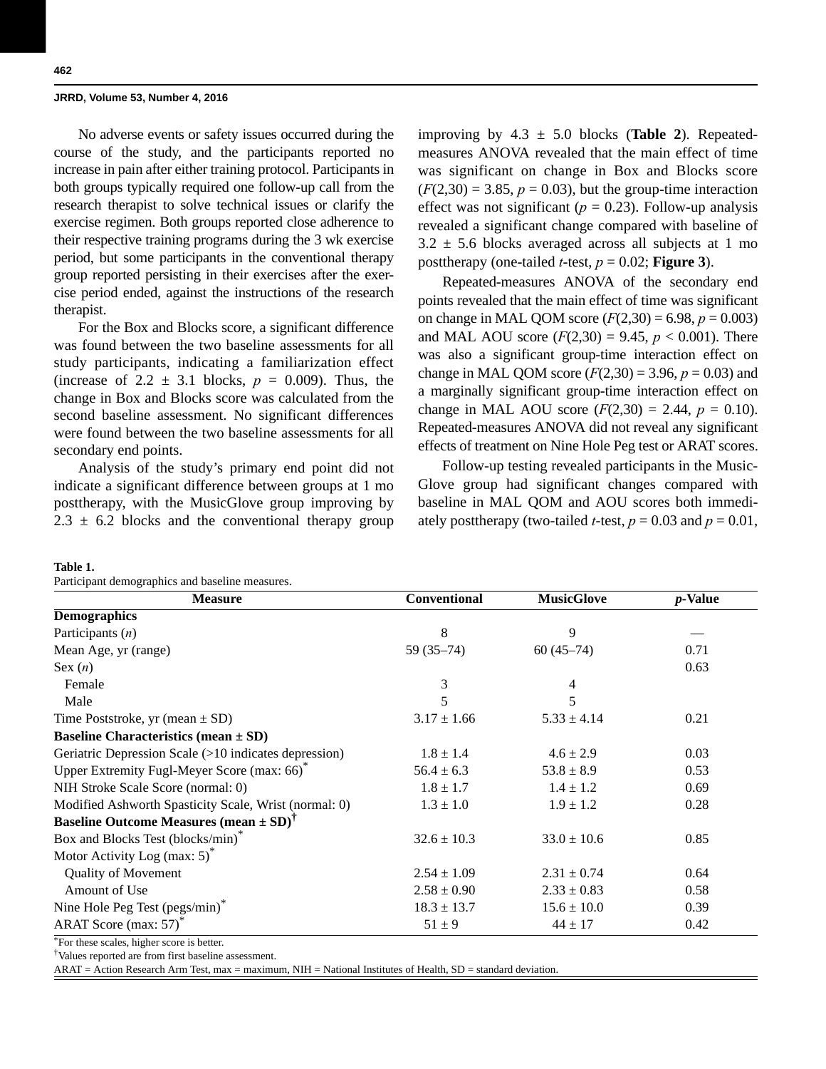No adverse events or safety issues occurred during the course of the study, and the participants reported no increase in pain after either training protocol. Participants in both groups typically required one follow-up call from the research therapist to solve technical issues or clarify the exercise regimen. Both groups reported close adherence to their respective training programs during the 3 wk exercise period, but some participants in the conventional therapy group reported persisting in their exercises after the exercise period ended, against the instructions of the research therapist.

For the Box and Blocks score, a significant difference was found between the two baseline assessments for all study participants, indicating a familiarization effect (increase of 2.2 ± 3.1 blocks, $p = 0.009$). Thus, the change in Box and Blocks score was calculated from the second baseline assessment. No significant differences were found between the two baseline assessments for all secondary end points.

Analysis of the study's primary end point did not indicate a significant difference between groups at 1 mo posttherapy, with the MusicGlove group improving by 2.3 ± 6.2 blocks and the conventional therapy group improving by 4.3 ± 5.0 blocks (**Table 2**). Repeated-measures ANOVA revealed that the main effect of time was significant on change in Box and Blocks score ($F(2,30) = 3.85$, $p = 0.03$), but the group-time interaction effect was not significant ($p = 0.23$). Follow-up analysis revealed a significant change compared with baseline of 3.2 ± 5.6 blocks averaged across all subjects at 1 mo posttherapy (one-tailed *t*-test, $p = 0.02$; **Figure 3**).

Repeated-measures ANOVA of the secondary end points revealed that the main effect of time was significant on change in MAL QOM score ($F(2,30) = 6.98$, $p = 0.003$) and MAL AOU score ($F(2,30) = 9.45$, $p < 0.001$). There was also a significant group-time interaction effect on change in MAL QOM score ($F(2,30) = 3.96$, $p = 0.03$) and a marginally significant group-time interaction effect on change in MAL AOU score ($F(2,30) = 2.44$, $p = 0.10$). Repeated-measures ANOVA did not reveal any significant effects of treatment on Nine Hole Peg test or ARAT scores.

Follow-up testing revealed participants in the MusicGlove group had significant changes compared with baseline in MAL QOM and AOU scores both immediately posttherapy (two-tailed *t*-test, $p = 0.03$ and $p = 0.01$,

**Table 1.**
Participant demographics and baseline measures.

| Measure | Conventional | MusicGlove | *p*-Value |
|---|---|---|---|
| **Demographics** | | | |
| Participants (*n*) | 8 | 9 | — |
| Mean Age, yr (range) | 59 (35–74) | 60 (45–74) | 0.71 |
| Sex (*n*) | | | 0.63 |
| Female | 3 | 4 | |
| Male | 5 | 5 | |
| Time Poststroke, yr (mean ± SD) | 3.17 ± 1.66 | 5.33 ± 4.14 | 0.21 |
| **Baseline Characteristics (mean ± SD)** | | | |
| Geriatric Depression Scale (>10 indicates depression) | 1.8 ± 1.4 | 4.6 ± 2.9 | 0.03 |
| Upper Extremity Fugl-Meyer Score (max: 66)* | 56.4 ± 6.3 | 53.8 ± 8.9 | 0.53 |
| NIH Stroke Scale Score (normal: 0) | 1.8 ± 1.7 | 1.4 ± 1.2 | 0.69 |
| Modified Ashworth Spasticity Scale, Wrist (normal: 0) | 1.3 ± 1.0 | 1.9 ± 1.2 | 0.28 |
| **Baseline Outcome Measures (mean ± SD)†** | | | |
| Box and Blocks Test (blocks/min)* | 32.6 ± 10.3 | 33.0 ± 10.6 | 0.85 |
| Motor Activity Log (max: 5)* | | | |
| Quality of Movement | 2.54 ± 1.09 | 2.31 ± 0.74 | 0.64 |
| Amount of Use | 2.58 ± 0.90 | 2.33 ± 0.83 | 0.58 |
| Nine Hole Peg Test (pegs/min)* | 18.3 ± 13.7 | 15.6 ± 10.0 | 0.39 |
| ARAT Score (max: 57)* | 51 ± 9 | 44 ± 17 | 0.42 |

*For these scales, higher score is better.
†Values reported are from first baseline assessment.
ARAT = Action Research Arm Test, max = maximum, NIH = National Institutes of Health, SD = standard deviation.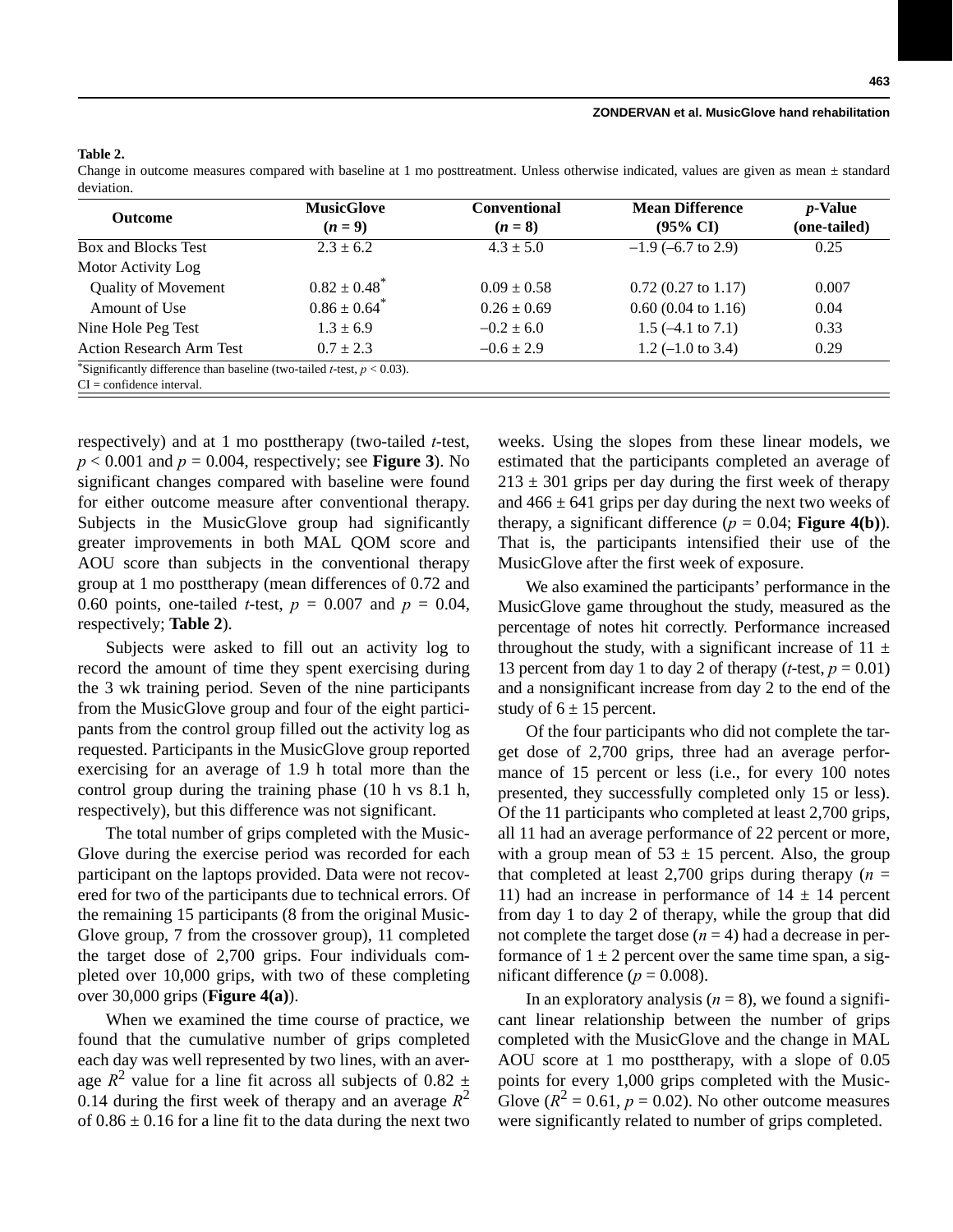**Table 2.**
Change in outcome measures compared with baseline at 1 mo posttreatment. Unless otherwise indicated, values are given as mean ± standard deviation.

| Outcome | MusicGlove ($n = 9$) | Conventional ($n = 8$) | Mean Difference (95% CI) | $p$-Value (one-tailed) |
|---|---|---|---|---|
| Box and Blocks Test | 2.3 ± 6.2 | 4.3 ± 5.0 | –1.9 (–6.7 to 2.9) | 0.25 |
| Motor Activity Log | | | | |
| Quality of Movement | 0.82 ± 0.48* | 0.09 ± 0.58 | 0.72 (0.27 to 1.17) | 0.007 |
| Amount of Use | 0.86 ± 0.64* | 0.26 ± 0.69 | 0.60 (0.04 to 1.16) | 0.04 |
| Nine Hole Peg Test | 1.3 ± 6.9 | –0.2 ± 6.0 | 1.5 (–4.1 to 7.1) | 0.33 |
| Action Research Arm Test | 0.7 ± 2.3 | –0.6 ± 2.9 | 1.2 (–1.0 to 3.4) | 0.29 |

*Significantly difference than baseline (two-tailed $t$-test, $p < 0.03$).
CI = confidence interval.

respectively) and at 1 mo posttherapy (two-tailed $t$-test, $p < 0.001$ and $p = 0.004$, respectively; see **Figure 3**). No significant changes compared with baseline were found for either outcome measure after conventional therapy. Subjects in the MusicGlove group had significantly greater improvements in both MAL QOM score and AOU score than subjects in the conventional therapy group at 1 mo posttherapy (mean differences of 0.72 and 0.60 points, one-tailed $t$-test, $p = 0.007$ and $p = 0.04$, respectively; **Table 2**).

Subjects were asked to fill out an activity log to record the amount of time they spent exercising during the 3 wk training period. Seven of the nine participants from the MusicGlove group and four of the eight participants from the control group filled out the activity log as requested. Participants in the MusicGlove group reported exercising for an average of 1.9 h total more than the control group during the training phase (10 h vs 8.1 h, respectively), but this difference was not significant.

The total number of grips completed with the MusicGlove during the exercise period was recorded for each participant on the laptops provided. Data were not recovered for two of the participants due to technical errors. Of the remaining 15 participants (8 from the original MusicGlove group, 7 from the crossover group), 11 completed the target dose of 2,700 grips. Four individuals completed over 10,000 grips, with two of these completing over 30,000 grips (**Figure 4(a)**).

When we examined the time course of practice, we found that the cumulative number of grips completed each day was well represented by two lines, with an average $R^2$ value for a line fit across all subjects of 0.82 ± 0.14 during the first week of therapy and an average $R^2$ of 0.86 ± 0.16 for a line fit to the data during the next two weeks. Using the slopes from these linear models, we estimated that the participants completed an average of 213 ± 301 grips per day during the first week of therapy and 466 ± 641 grips per day during the next two weeks of therapy, a significant difference ($p = 0.04$; **Figure 4(b)**). That is, the participants intensified their use of the MusicGlove after the first week of exposure.

We also examined the participants' performance in the MusicGlove game throughout the study, measured as the percentage of notes hit correctly. Performance increased throughout the study, with a significant increase of 11 ± 13 percent from day 1 to day 2 of therapy ($t$-test, $p = 0.01$) and a nonsignificant increase from day 2 to the end of the study of 6 ± 15 percent.

Of the four participants who did not complete the target dose of 2,700 grips, three had an average performance of 15 percent or less (i.e., for every 100 notes presented, they successfully completed only 15 or less). Of the 11 participants who completed at least 2,700 grips, all 11 had an average performance of 22 percent or more, with a group mean of 53 ± 15 percent. Also, the group that completed at least 2,700 grips during therapy ($n$ = 11) had an increase in performance of 14 ± 14 percent from day 1 to day 2 of therapy, while the group that did not complete the target dose ($n = 4$) had a decrease in performance of 1 ± 2 percent over the same time span, a significant difference ($p = 0.008$).

In an exploratory analysis ($n = 8$), we found a significant linear relationship between the number of grips completed with the MusicGlove and the change in MAL AOU score at 1 mo posttherapy, with a slope of 0.05 points for every 1,000 grips completed with the MusicGlove ($R^2 = 0.61$, $p = 0.02$). No other outcome measures were significantly related to number of grips completed.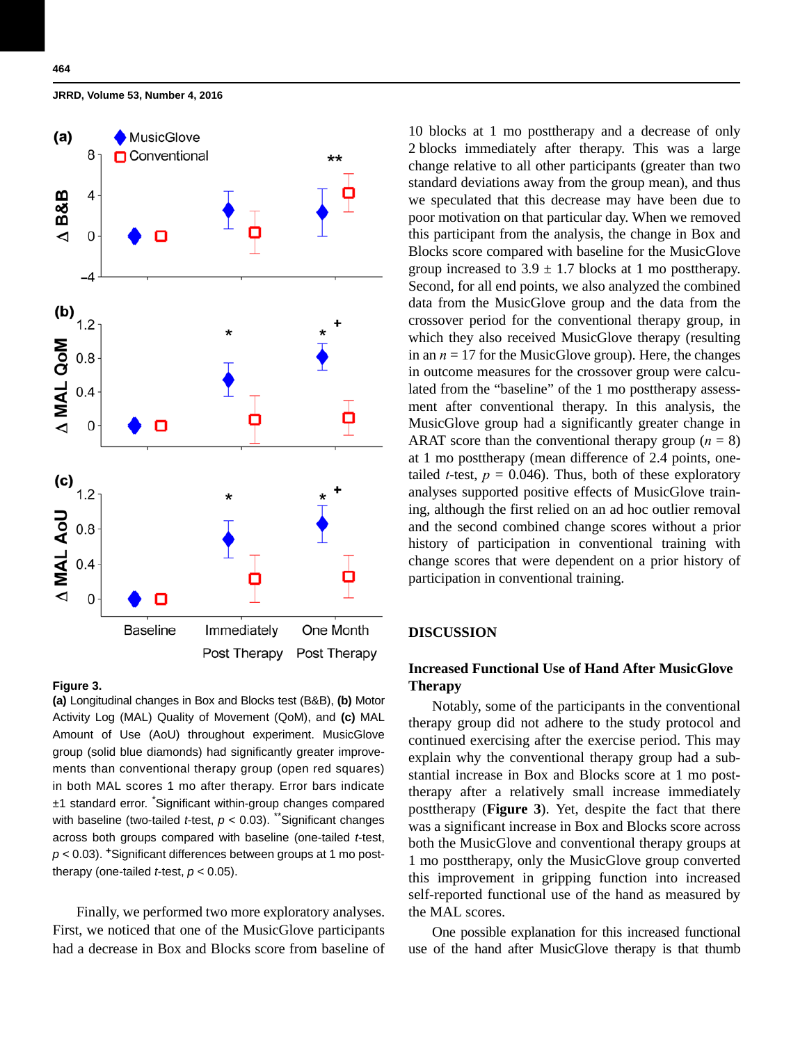**Figure 3.**
**(a)** Longitudinal changes in Box and Blocks test (B&B), **(b)** Motor Activity Log (MAL) Quality of Movement (QoM), and **(c)** MAL Amount of Use (AoU) throughout experiment. MusicGlove group (solid blue diamonds) had significantly greater improvements than conventional therapy group (open red squares) in both MAL scores 1 mo after therapy. Error bars indicate ±1 standard error. *Significant within-group changes compared with baseline (two-tailed *t*-test, $p < 0.03$). **Significant changes across both groups compared with baseline (one-tailed *t*-test, $p < 0.03$). +Significant differences between groups at 1 mo posttherapy (one-tailed *t*-test, $p < 0.05$).

Finally, we performed two more exploratory analyses. First, we noticed that one of the MusicGlove participants had a decrease in Box and Blocks score from baseline of 10 blocks at 1 mo posttherapy and a decrease of only 2 blocks immediately after therapy. This was a large change relative to all other participants (greater than two standard deviations away from the group mean), and thus we speculated that this decrease may have been due to poor motivation on that particular day. When we removed this participant from the analysis, the change in Box and Blocks score compared with baseline for the MusicGlove group increased to 3.9 ± 1.7 blocks at 1 mo posttherapy. Second, for all end points, we also analyzed the combined data from the MusicGlove group and the data from the crossover period for the conventional therapy group, in which they also received MusicGlove therapy (resulting in an $n = 17$ for the MusicGlove group). Here, the changes in outcome measures for the crossover group were calculated from the "baseline" of the 1 mo posttherapy assessment after conventional therapy. In this analysis, the MusicGlove group had a significantly greater change in ARAT score than the conventional therapy group ($n = 8$) at 1 mo posttherapy (mean difference of 2.4 points, one-tailed *t*-test, $p = 0.046$). Thus, both of these exploratory analyses supported positive effects of MusicGlove training, although the first relied on an ad hoc outlier removal and the second combined change scores without a prior history of participation in conventional training with change scores that were dependent on a prior history of participation in conventional training.

## DISCUSSION

### Increased Functional Use of Hand After MusicGlove Therapy

Notably, some of the participants in the conventional therapy group did not adhere to the study protocol and continued exercising after the exercise period. This may explain why the conventional therapy group had a substantial increase in Box and Blocks score at 1 mo posttherapy after a relatively small increase immediately posttherapy (**Figure 3**). Yet, despite the fact that there was a significant increase in Box and Blocks score across both the MusicGlove and conventional therapy groups at 1 mo posttherapy, only the MusicGlove group converted this improvement in gripping function into increased self-reported functional use of the hand as measured by the MAL scores.

One possible explanation for this increased functional use of the hand after MusicGlove therapy is that thumb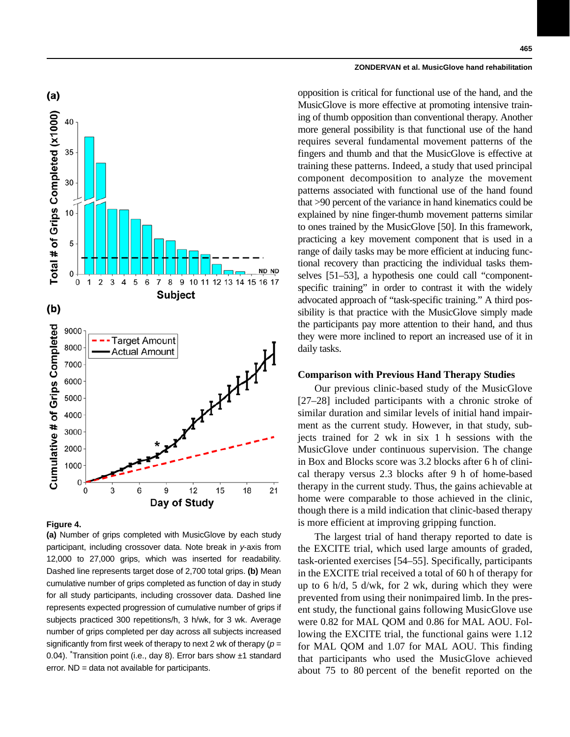**Figure 4.**
**(a)** Number of grips completed with MusicGlove by each study participant, including crossover data. Note break in *y*-axis from 12,000 to 27,000 grips, which was inserted for readability. Dashed line represents target dose of 2,700 total grips. **(b)** Mean cumulative number of grips completed as function of day in study for all study participants, including crossover data. Dashed line represents expected progression of cumulative number of grips if subjects practiced 300 repetitions/h, 3 h/wk, for 3 wk. Average number of grips completed per day across all subjects increased significantly from first week of therapy to next 2 wk of therapy ($p$ = 0.04). *Transition point (i.e., day 8). Error bars show ±1 standard error. ND = data not available for participants.

opposition is critical for functional use of the hand, and the MusicGlove is more effective at promoting intensive training of thumb opposition than conventional therapy. Another more general possibility is that functional use of the hand requires several fundamental movement patterns of the fingers and thumb and that the MusicGlove is effective at training these patterns. Indeed, a study that used principal component decomposition to analyze the movement patterns associated with functional use of the hand found that >90 percent of the variance in hand kinematics could be explained by nine finger-thumb movement patterns similar to ones trained by the MusicGlove [50]. In this framework, practicing a key movement component that is used in a range of daily tasks may be more efficient at inducing functional recovery than practicing the individual tasks themselves [51–53], a hypothesis one could call "component-specific training" in order to contrast it with the widely advocated approach of "task-specific training." A third possibility is that practice with the MusicGlove simply made the participants pay more attention to their hand, and thus they were more inclined to report an increased use of it in daily tasks.

### Comparison with Previous Hand Therapy Studies

Our previous clinic-based study of the MusicGlove [27–28] included participants with a chronic stroke of similar duration and similar levels of initial hand impairment as the current study. However, in that study, subjects trained for 2 wk in six 1 h sessions with the MusicGlove under continuous supervision. The change in Box and Blocks score was 3.2 blocks after 6 h of clinical therapy versus 2.3 blocks after 9 h of home-based therapy in the current study. Thus, the gains achievable at home were comparable to those achieved in the clinic, though there is a mild indication that clinic-based therapy is more efficient at improving gripping function.

The largest trial of hand therapy reported to date is the EXCITE trial, which used large amounts of graded, task-oriented exercises [54–55]. Specifically, participants in the EXCITE trial received a total of 60 h of therapy for up to 6 h/d, 5 d/wk, for 2 wk, during which they were prevented from using their nonimpaired limb. In the present study, the functional gains following MusicGlove use were 0.82 for MAL QOM and 0.86 for MAL AOU. Following the EXCITE trial, the functional gains were 1.12 for MAL QOM and 1.07 for MAL AOU. This finding that participants who used the MusicGlove achieved about 75 to 80 percent of the benefit reported on the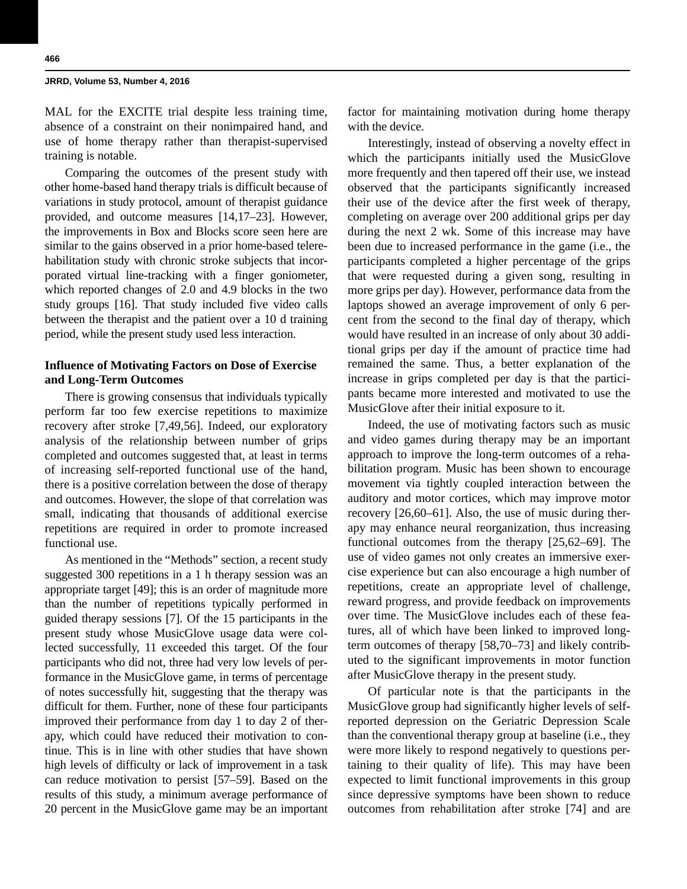MAL for the EXCITE trial despite less training time, absence of a constraint on their nonimpaired hand, and use of home therapy rather than therapist-supervised training is notable.

Comparing the outcomes of the present study with other home-based hand therapy trials is difficult because of variations in study protocol, amount of therapist guidance provided, and outcome measures [14,17–23]. However, the improvements in Box and Blocks score seen here are similar to the gains observed in a prior home-based telerehabilitation study with chronic stroke subjects that incorporated virtual line-tracking with a finger goniometer, which reported changes of 2.0 and 4.9 blocks in the two study groups [16]. That study included five video calls between the therapist and the patient over a 10 d training period, while the present study used less interaction.

### Influence of Motivating Factors on Dose of Exercise and Long-Term Outcomes

There is growing consensus that individuals typically perform far too few exercise repetitions to maximize recovery after stroke [7,49,56]. Indeed, our exploratory analysis of the relationship between number of grips completed and outcomes suggested that, at least in terms of increasing self-reported functional use of the hand, there is a positive correlation between the dose of therapy and outcomes. However, the slope of that correlation was small, indicating that thousands of additional exercise repetitions are required in order to promote increased functional use.

As mentioned in the "Methods" section, a recent study suggested 300 repetitions in a 1 h therapy session was an appropriate target [49]; this is an order of magnitude more than the number of repetitions typically performed in guided therapy sessions [7]. Of the 15 participants in the present study whose MusicGlove usage data were collected successfully, 11 exceeded this target. Of the four participants who did not, three had very low levels of performance in the MusicGlove game, in terms of percentage of notes successfully hit, suggesting that the therapy was difficult for them. Further, none of these four participants improved their performance from day 1 to day 2 of therapy, which could have reduced their motivation to continue. This is in line with other studies that have shown high levels of difficulty or lack of improvement in a task can reduce motivation to persist [57–59]. Based on the results of this study, a minimum average performance of 20 percent in the MusicGlove game may be an important factor for maintaining motivation during home therapy with the device.

Interestingly, instead of observing a novelty effect in which the participants initially used the MusicGlove more frequently and then tapered off their use, we instead observed that the participants significantly increased their use of the device after the first week of therapy, completing on average over 200 additional grips per day during the next 2 wk. Some of this increase may have been due to increased performance in the game (i.e., the participants completed a higher percentage of the grips that were requested during a given song, resulting in more grips per day). However, performance data from the laptops showed an average improvement of only 6 percent from the second to the final day of therapy, which would have resulted in an increase of only about 30 additional grips per day if the amount of practice time had remained the same. Thus, a better explanation of the increase in grips completed per day is that the participants became more interested and motivated to use the MusicGlove after their initial exposure to it.

Indeed, the use of motivating factors such as music and video games during therapy may be an important approach to improve the long-term outcomes of a rehabilitation program. Music has been shown to encourage movement via tightly coupled interaction between the auditory and motor cortices, which may improve motor recovery [26,60–61]. Also, the use of music during therapy may enhance neural reorganization, thus increasing functional outcomes from the therapy [25,62–69]. The use of video games not only creates an immersive exercise experience but can also encourage a high number of repetitions, create an appropriate level of challenge, reward progress, and provide feedback on improvements over time. The MusicGlove includes each of these features, all of which have been linked to improved long-term outcomes of therapy [58,70–73] and likely contributed to the significant improvements in motor function after MusicGlove therapy in the present study.

Of particular note is that the participants in the MusicGlove group had significantly higher levels of self-reported depression on the Geriatric Depression Scale than the conventional therapy group at baseline (i.e., they were more likely to respond negatively to questions pertaining to their quality of life). This may have been expected to limit functional improvements in this group since depressive symptoms have been shown to reduce outcomes from rehabilitation after stroke [74] and are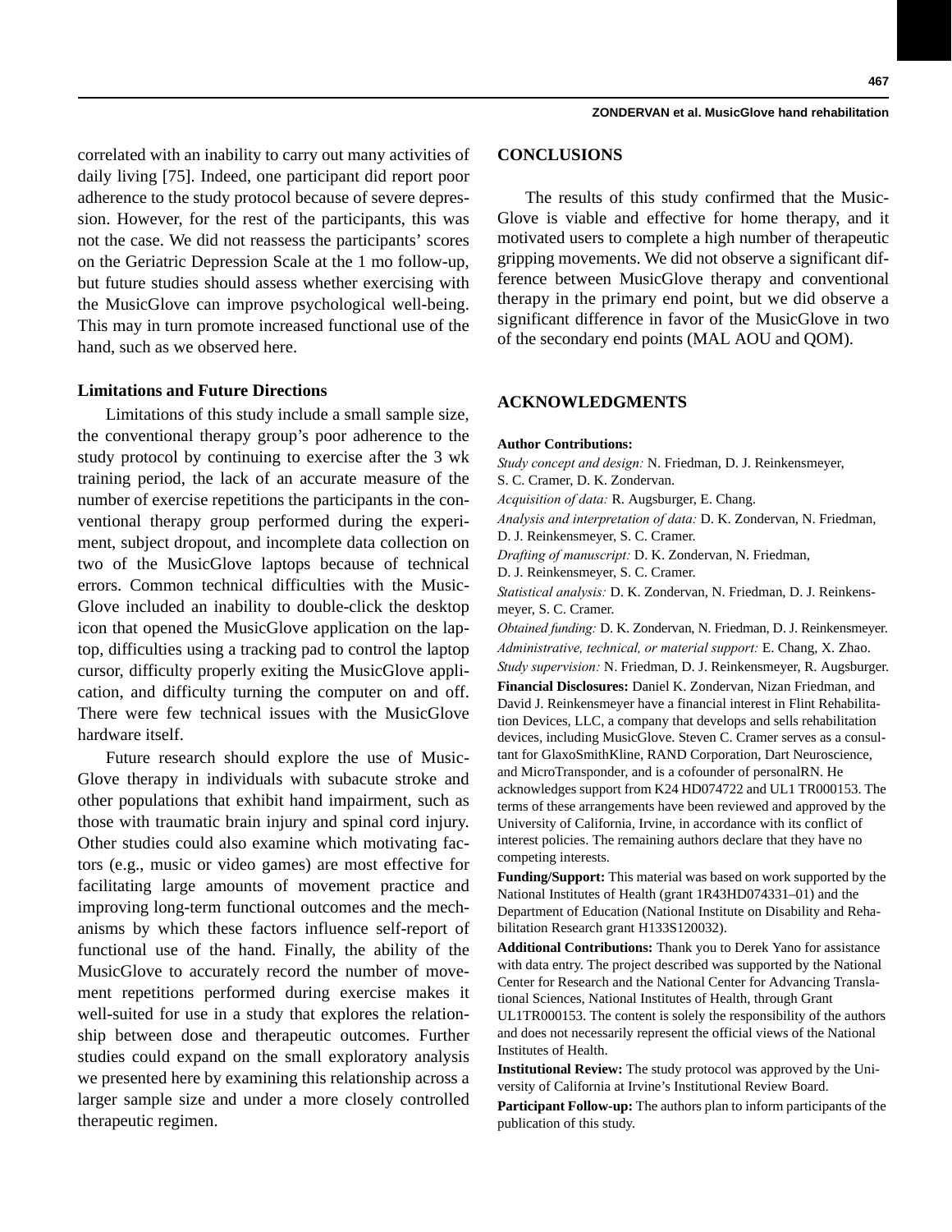correlated with an inability to carry out many activities of daily living [75]. Indeed, one participant did report poor adherence to the study protocol because of severe depression. However, for the rest of the participants, this was not the case. We did not reassess the participants' scores on the Geriatric Depression Scale at the 1 mo follow-up, but future studies should assess whether exercising with the MusicGlove can improve psychological well-being. This may in turn promote increased functional use of the hand, such as we observed here.

### Limitations and Future Directions

Limitations of this study include a small sample size, the conventional therapy group's poor adherence to the study protocol by continuing to exercise after the 3 wk training period, the lack of an accurate measure of the number of exercise repetitions the participants in the conventional therapy group performed during the experiment, subject dropout, and incomplete data collection on two of the MusicGlove laptops because of technical errors. Common technical difficulties with the MusicGlove included an inability to double-click the desktop icon that opened the MusicGlove application on the laptop, difficulties using a tracking pad to control the laptop cursor, difficulty properly exiting the MusicGlove application, and difficulty turning the computer on and off. There were few technical issues with the MusicGlove hardware itself.

Future research should explore the use of MusicGlove therapy in individuals with subacute stroke and other populations that exhibit hand impairment, such as those with traumatic brain injury and spinal cord injury. Other studies could also examine which motivating factors (e.g., music or video games) are most effective for facilitating large amounts of movement practice and improving long-term functional outcomes and the mechanisms by which these factors influence self-report of functional use of the hand. Finally, the ability of the MusicGlove to accurately record the number of movement repetitions performed during exercise makes it well-suited for use in a study that explores the relationship between dose and therapeutic outcomes. Further studies could expand on the small exploratory analysis we presented here by examining this relationship across a larger sample size and under a more closely controlled therapeutic regimen.

## CONCLUSIONS

The results of this study confirmed that the MusicGlove is viable and effective for home therapy, and it motivated users to complete a high number of therapeutic gripping movements. We did not observe a significant difference between MusicGlove therapy and conventional therapy in the primary end point, but we did observe a significant difference in favor of the MusicGlove in two of the secondary end points (MAL AOU and QOM).

## ACKNOWLEDGMENTS

**Author Contributions:**
*Study concept and design:* N. Friedman, D. J. Reinkensmeyer, S. C. Cramer, D. K. Zondervan.
*Acquisition of data:* R. Augsburger, E. Chang.
*Analysis and interpretation of data:* D. K. Zondervan, N. Friedman, D. J. Reinkensmeyer, S. C. Cramer.
*Drafting of manuscript:* D. K. Zondervan, N. Friedman, D. J. Reinkensmeyer, S. C. Cramer.
*Statistical analysis:* D. K. Zondervan, N. Friedman, D. J. Reinkensmeyer, S. C. Cramer.
*Obtained funding:* D. K. Zondervan, N. Friedman, D. J. Reinkensmeyer.
*Administrative, technical, or material support:* E. Chang, X. Zhao.
*Study supervision:* N. Friedman, D. J. Reinkensmeyer, R. Augsburger.

**Financial Disclosures:** Daniel K. Zondervan, Nizan Friedman, and David J. Reinkensmeyer have a financial interest in Flint Rehabilitation Devices, LLC, a company that develops and sells rehabilitation devices, including MusicGlove. Steven C. Cramer serves as a consultant for GlaxoSmithKline, RAND Corporation, Dart Neuroscience, and MicroTransponder, and is a cofounder of personalRN. He acknowledges support from K24 HD074722 and UL1 TR000153. The terms of these arrangements have been reviewed and approved by the University of California, Irvine, in accordance with its conflict of interest policies. The remaining authors declare that they have no competing interests.

**Funding/Support:** This material was based on work supported by the National Institutes of Health (grant 1R43HD074331–01) and the Department of Education (National Institute on Disability and Rehabilitation Research grant H133S120032).

**Additional Contributions:** Thank you to Derek Yano for assistance with data entry. The project described was supported by the National Center for Research and the National Center for Advancing Translational Sciences, National Institutes of Health, through Grant UL1TR000153. The content is solely the responsibility of the authors and does not necessarily represent the official views of the National Institutes of Health.

**Institutional Review:** The study protocol was approved by the University of California at Irvine's Institutional Review Board.

**Participant Follow-up:** The authors plan to inform participants of the publication of this study.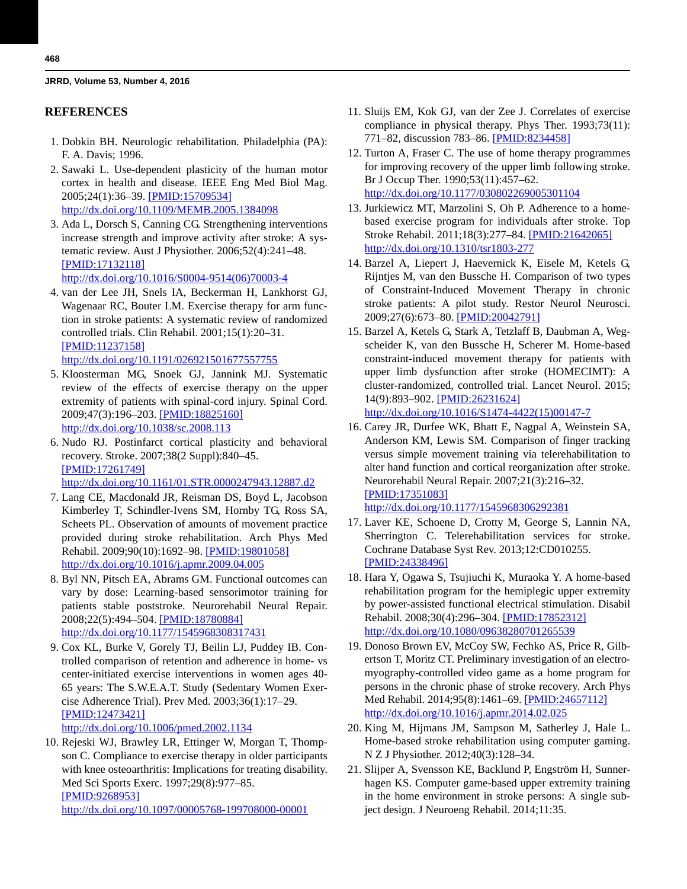## REFERENCES

1. Dobkin BH. Neurologic rehabilitation. Philadelphia (PA): F. A. Davis; 1996.
2. Sawaki L. Use-dependent plasticity of the human motor cortex in health and disease. IEEE Eng Med Biol Mag. 2005;24(1):36–39. [PMID:15709534] http://dx.doi.org/10.1109/MEMB.2005.1384098
3. Ada L, Dorsch S, Canning CG. Strengthening interventions increase strength and improve activity after stroke: A systematic review. Aust J Physiother. 2006;52(4):241–48. [PMID:17132118] http://dx.doi.org/10.1016/S0004-9514(06)70003-4
4. van der Lee JH, Snels IA, Beckerman H, Lankhorst GJ, Wagenaar RC, Bouter LM. Exercise therapy for arm function in stroke patients: A systematic review of randomized controlled trials. Clin Rehabil. 2001;15(1):20–31. [PMID:11237158] http://dx.doi.org/10.1191/026921501677557755
5. Kloosterman MG, Snoek GJ, Jannink MJ. Systematic review of the effects of exercise therapy on the upper extremity of patients with spinal-cord injury. Spinal Cord. 2009;47(3):196–203. [PMID:18825160] http://dx.doi.org/10.1038/sc.2008.113
6. Nudo RJ. Postinfarct cortical plasticity and behavioral recovery. Stroke. 2007;38(2 Suppl):840–45. [PMID:17261749] http://dx.doi.org/10.1161/01.STR.0000247943.12887.d2
7. Lang CE, Macdonald JR, Reisman DS, Boyd L, Jacobson Kimberley T, Schindler-Ivens SM, Hornby TG, Ross SA, Scheets PL. Observation of amounts of movement practice provided during stroke rehabilitation. Arch Phys Med Rehabil. 2009;90(10):1692–98. [PMID:19801058] http://dx.doi.org/10.1016/j.apmr.2009.04.005
8. Byl NN, Pitsch EA, Abrams GM. Functional outcomes can vary by dose: Learning-based sensorimotor training for patients stable poststroke. Neurorehabil Neural Repair. 2008;22(5):494–504. [PMID:18780884] http://dx.doi.org/10.1177/1545968308317431
9. Cox KL, Burke V, Gorely TJ, Beilin LJ, Puddey IB. Controlled comparison of retention and adherence in home- vs center-initiated exercise interventions in women ages 40-65 years: The S.W.E.A.T. Study (Sedentary Women Exercise Adherence Trial). Prev Med. 2003;36(1):17–29. [PMID:12473421] http://dx.doi.org/10.1006/pmed.2002.1134
10. Rejeski WJ, Brawley LR, Ettinger W, Morgan T, Thompson C. Compliance to exercise therapy in older participants with knee osteoarthritis: Implications for treating disability. Med Sci Sports Exerc. 1997;29(8):977–85. [PMID:9268953] http://dx.doi.org/10.1097/00005768-199708000-00001
11. Sluijs EM, Kok GJ, van der Zee J. Correlates of exercise compliance in physical therapy. Phys Ther. 1993;73(11):771–82, discussion 783–86. [PMID:8234458]
12. Turton A, Fraser C. The use of home therapy programmes for improving recovery of the upper limb following stroke. Br J Occup Ther. 1990;53(11):457–62. http://dx.doi.org/10.1177/030802269005301104
13. Jurkiewicz MT, Marzolini S, Oh P. Adherence to a home-based exercise program for individuals after stroke. Top Stroke Rehabil. 2011;18(3):277–84. [PMID:21642065] http://dx.doi.org/10.1310/tsr1803-277
14. Barzel A, Liepert J, Haevernick K, Eisele M, Ketels G, Rijntjes M, van den Bussche H. Comparison of two types of Constraint-Induced Movement Therapy in chronic stroke patients: A pilot study. Restor Neurol Neurosci. 2009;27(6):673–80. [PMID:20042791]
15. Barzel A, Ketels G, Stark A, Tetzlaff B, Daubman A, Wegscheider K, van den Bussche H, Scherer M. Home-based constraint-induced movement therapy for patients with upper limb dysfunction after stroke (HOMECIMT): A cluster-randomized, controlled trial. Lancet Neurol. 2015; 14(9):893–902. [PMID:26231624] http://dx.doi.org/10.1016/S1474-4422(15)00147-7
16. Carey JR, Durfee WK, Bhatt E, Nagpal A, Weinstein SA, Anderson KM, Lewis SM. Comparison of finger tracking versus simple movement training via telerehabilitation to alter hand function and cortical reorganization after stroke. Neurorehabil Neural Repair. 2007;21(3):216–32. [PMID:17351083] http://dx.doi.org/10.1177/1545968306292381
17. Laver KE, Schoene D, Crotty M, George S, Lannin NA, Sherrington C. Telerehabilitation services for stroke. Cochrane Database Syst Rev. 2013;12:CD010255. [PMID:24338496]
18. Hara Y, Ogawa S, Tsujiuchi K, Muraoka Y. A home-based rehabilitation program for the hemiplegic upper extremity by power-assisted functional electrical stimulation. Disabil Rehabil. 2008;30(4):296–304. [PMID:17852312] http://dx.doi.org/10.1080/09638280701265539
19. Donoso Brown EV, McCoy SW, Fechko AS, Price R, Gilbertson T, Moritz CT. Preliminary investigation of an electromyography-controlled video game as a home program for persons in the chronic phase of stroke recovery. Arch Phys Med Rehabil. 2014;95(8):1461–69. [PMID:24657112] http://dx.doi.org/10.1016/j.apmr.2014.02.025
20. King M, Hijmans JM, Sampson M, Satherley J, Hale L. Home-based stroke rehabilitation using computer gaming. N Z J Physiother. 2012;40(3):128–34.
21. Slijper A, Svensson KE, Backlund P, Engström H, Sunnerhagen KS. Computer game-based upper extremity training in the home environment in stroke persons: A single subject design. J Neuroeng Rehabil. 2014;11:35.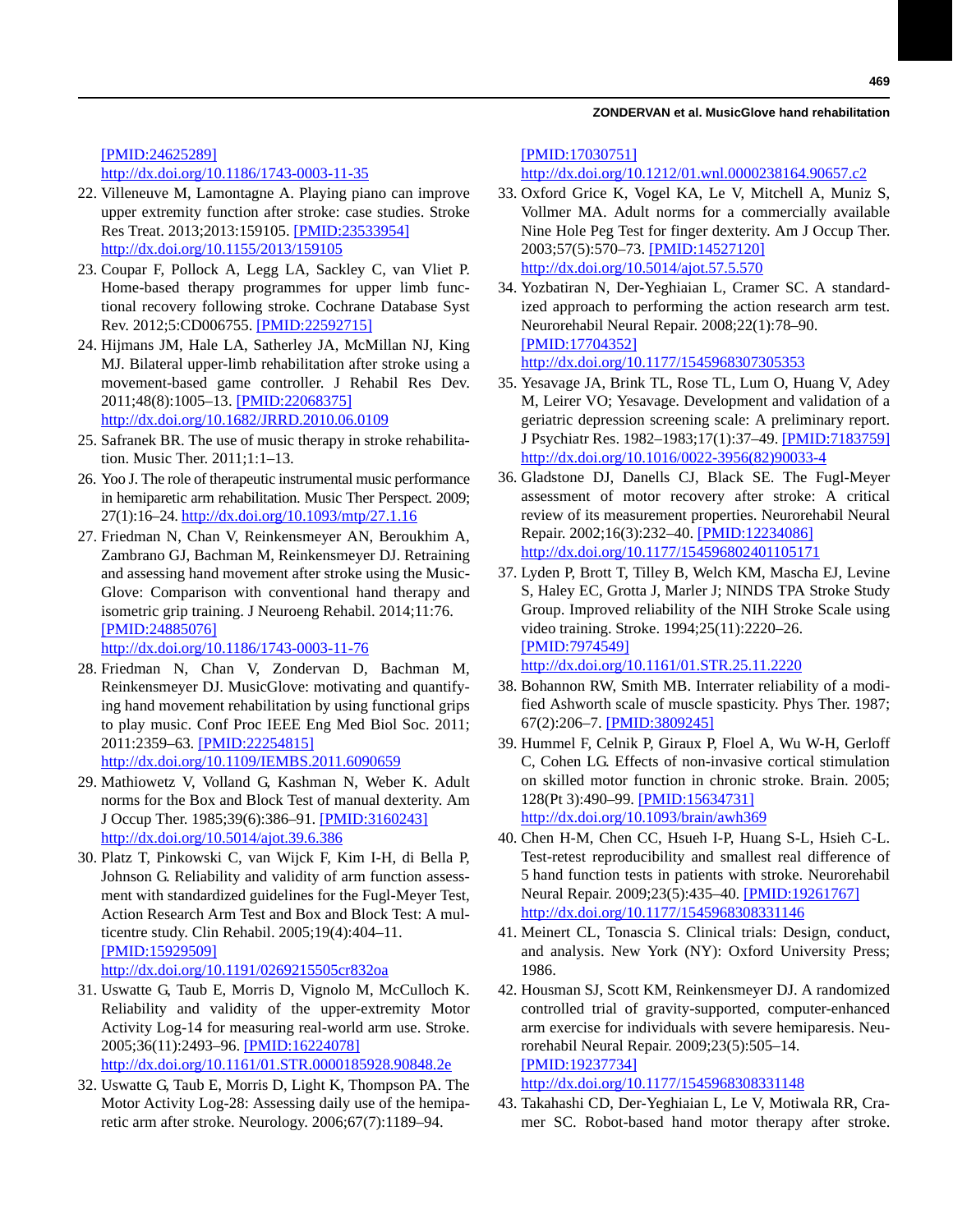[PMID:24625289]
http://dx.doi.org/10.1186/1743-0003-11-35

22. Villeneuve M, Lamontagne A. Playing piano can improve upper extremity function after stroke: case studies. Stroke Res Treat. 2013;2013:159105. [PMID:23533954] http://dx.doi.org/10.1155/2013/159105
23. Coupar F, Pollock A, Legg LA, Sackley C, van Vliet P. Home-based therapy programmes for upper limb functional recovery following stroke. Cochrane Database Syst Rev. 2012;5:CD006755. [PMID:22592715]
24. Hijmans JM, Hale LA, Satherley JA, McMillan NJ, King MJ. Bilateral upper-limb rehabilitation after stroke using a movement-based game controller. J Rehabil Res Dev. 2011;48(8):1005–13. [PMID:22068375] http://dx.doi.org/10.1682/JRRD.2010.06.0109
25. Safranek BR. The use of music therapy in stroke rehabilitation. Music Ther. 2011;1:1–13.
26. Yoo J. The role of therapeutic instrumental music performance in hemiparetic arm rehabilitation. Music Ther Perspect. 2009;27(1):16–24. http://dx.doi.org/10.1093/mtp/27.1.16
27. Friedman N, Chan V, Reinkensmeyer AN, Beroukhim A, Zambrano GJ, Bachman M, Reinkensmeyer DJ. Retraining and assessing hand movement after stroke using the MusicGlove: Comparison with conventional hand therapy and isometric grip training. J Neuroeng Rehabil. 2014;11:76. [PMID:24885076] http://dx.doi.org/10.1186/1743-0003-11-76
28. Friedman N, Chan V, Zondervan D, Bachman M, Reinkensmeyer DJ. MusicGlove: motivating and quantifying hand movement rehabilitation by using functional grips to play music. Conf Proc IEEE Eng Med Biol Soc. 2011;2011:2359–63. [PMID:22254815] http://dx.doi.org/10.1109/IEMBS.2011.6090659
29. Mathiowetz V, Volland G, Kashman N, Weber K. Adult norms for the Box and Block Test of manual dexterity. Am J Occup Ther. 1985;39(6):386–91. [PMID:3160243] http://dx.doi.org/10.5014/ajot.39.6.386
30. Platz T, Pinkowski C, van Wijck F, Kim I-H, di Bella P, Johnson G. Reliability and validity of arm function assessment with standardized guidelines for the Fugl-Meyer Test, Action Research Arm Test and Box and Block Test: A multicentre study. Clin Rehabil. 2005;19(4):404–11. [PMID:15929509] http://dx.doi.org/10.1191/0269215505cr832oa
31. Uswatte G, Taub E, Morris D, Vignolo M, McCulloch K. Reliability and validity of the upper-extremity Motor Activity Log-14 for measuring real-world arm use. Stroke. 2005;36(11):2493–96. [PMID:16224078] http://dx.doi.org/10.1161/01.STR.0000185928.90848.2e
32. Uswatte G, Taub E, Morris D, Light K, Thompson PA. The Motor Activity Log-28: Assessing daily use of the hemiparetic arm after stroke. Neurology. 2006;67(7):1189–94. [PMID:17030751] http://dx.doi.org/10.1212/01.wnl.0000238164.90657.c2
33. Oxford Grice K, Vogel KA, Le V, Mitchell A, Muniz S, Vollmer MA. Adult norms for a commercially available Nine Hole Peg Test for finger dexterity. Am J Occup Ther. 2003;57(5):570–73. [PMID:14527120] http://dx.doi.org/10.5014/ajot.57.5.570
34. Yozbatiran N, Der-Yeghiaian L, Cramer SC. A standardized approach to performing the action research arm test. Neurorehabil Neural Repair. 2008;22(1):78–90. [PMID:17704352] http://dx.doi.org/10.1177/1545968307305353
35. Yesavage JA, Brink TL, Rose TL, Lum O, Huang V, Adey M, Leirer VO; Yesavage. Development and validation of a geriatric depression screening scale: A preliminary report. J Psychiatr Res. 1982–1983;17(1):37–49. [PMID:7183759] http://dx.doi.org/10.1016/0022-3956(82)90033-4
36. Gladstone DJ, Danells CJ, Black SE. The Fugl-Meyer assessment of motor recovery after stroke: A critical review of its measurement properties. Neurorehabil Neural Repair. 2002;16(3):232–40. [PMID:12234086] http://dx.doi.org/10.1177/154596802401105171
37. Lyden P, Brott T, Tilley B, Welch KM, Mascha EJ, Levine S, Haley EC, Grotta J, Marler J; NINDS TPA Stroke Study Group. Improved reliability of the NIH Stroke Scale using video training. Stroke. 1994;25(11):2220–26. [PMID:7974549] http://dx.doi.org/10.1161/01.STR.25.11.2220
38. Bohannon RW, Smith MB. Interrater reliability of a modified Ashworth scale of muscle spasticity. Phys Ther. 1987;67(2):206–7. [PMID:3809245]
39. Hummel F, Celnik P, Giraux P, Floel A, Wu W-H, Gerloff C, Cohen LG. Effects of non-invasive cortical stimulation on skilled motor function in chronic stroke. Brain. 2005;128(Pt 3):490–99. [PMID:15634731] http://dx.doi.org/10.1093/brain/awh369
40. Chen H-M, Chen CC, Hsueh I-P, Huang S-L, Hsieh C-L. Test-retest reproducibility and smallest real difference of 5 hand function tests in patients with stroke. Neurorehabil Neural Repair. 2009;23(5):435–40. [PMID:19261767] http://dx.doi.org/10.1177/1545968308331146
41. Meinert CL, Tonascia S. Clinical trials: Design, conduct, and analysis. New York (NY): Oxford University Press; 1986.
42. Housman SJ, Scott KM, Reinkensmeyer DJ. A randomized controlled trial of gravity-supported, computer-enhanced arm exercise for individuals with severe hemiparesis. Neurorehabil Neural Repair. 2009;23(5):505–14. [PMID:19237734] http://dx.doi.org/10.1177/1545968308331148
43. Takahashi CD, Der-Yeghiaian L, Le V, Motiwala RR, Cramer SC. Robot-based hand motor therapy after stroke.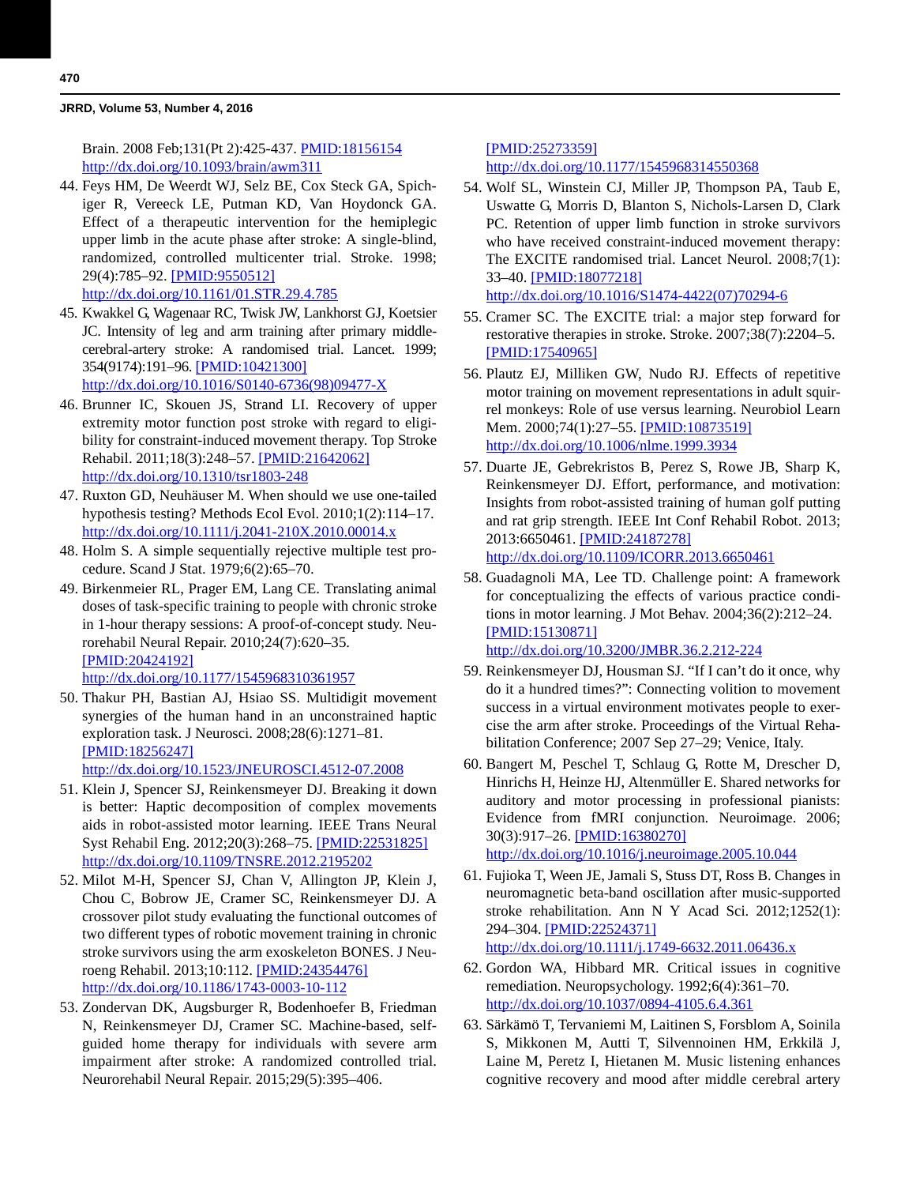Brain. 2008 Feb;131(Pt 2):425-437. PMID:18156154
http://dx.doi.org/10.1093/brain/awm311

44. Feys HM, De Weerdt WJ, Selz BE, Cox Steck GA, Spichiger R, Vereeck LE, Putman KD, Van Hoydonck GA. Effect of a therapeutic intervention for the hemiplegic upper limb in the acute phase after stroke: A single-blind, randomized, controlled multicenter trial. Stroke. 1998; 29(4):785–92. [PMID:9550512]
http://dx.doi.org/10.1161/01.STR.29.4.785

45. Kwakkel G, Wagenaar RC, Twisk JW, Lankhorst GJ, Koetsier JC. Intensity of leg and arm training after primary middle-cerebral-artery stroke: A randomised trial. Lancet. 1999; 354(9174):191–96. [PMID:10421300]
http://dx.doi.org/10.1016/S0140-6736(98)09477-X

46. Brunner IC, Skouen JS, Strand LI. Recovery of upper extremity motor function post stroke with regard to eligibility for constraint-induced movement therapy. Top Stroke Rehabil. 2011;18(3):248–57. [PMID:21642062]
http://dx.doi.org/10.1310/tsr1803-248

47. Ruxton GD, Neuhäuser M. When should we use one-tailed hypothesis testing? Methods Ecol Evol. 2010;1(2):114–17.
http://dx.doi.org/10.1111/j.2041-210X.2010.00014.x

48. Holm S. A simple sequentially rejective multiple test procedure. Scand J Stat. 1979;6(2):65–70.

49. Birkenmeier RL, Prager EM, Lang CE. Translating animal doses of task-specific training to people with chronic stroke in 1-hour therapy sessions: A proof-of-concept study. Neurorehabil Neural Repair. 2010;24(7):620–35. [PMID:20424192]
http://dx.doi.org/10.1177/1545968310361957

50. Thakur PH, Bastian AJ, Hsiao SS. Multidigit movement synergies of the human hand in an unconstrained haptic exploration task. J Neurosci. 2008;28(6):1271–81. [PMID:18256247]
http://dx.doi.org/10.1523/JNEUROSCI.4512-07.2008

51. Klein J, Spencer SJ, Reinkensmeyer DJ. Breaking it down is better: Haptic decomposition of complex movements aids in robot-assisted motor learning. IEEE Trans Neural Syst Rehabil Eng. 2012;20(3):268–75. [PMID:22531825]
http://dx.doi.org/10.1109/TNSRE.2012.2195202

52. Milot M-H, Spencer SJ, Chan V, Allington JP, Klein J, Chou C, Bobrow JE, Cramer SC, Reinkensmeyer DJ. A crossover pilot study evaluating the functional outcomes of two different types of robotic movement training in chronic stroke survivors using the arm exoskeleton BONES. J Neuroeng Rehabil. 2013;10:112. [PMID:24354476]
http://dx.doi.org/10.1186/1743-0003-10-112

53. Zondervan DK, Augsburger R, Bodenhoefer B, Friedman N, Reinkensmeyer DJ, Cramer SC. Machine-based, self-guided home therapy for individuals with severe arm impairment after stroke: A randomized controlled trial. Neurorehabil Neural Repair. 2015;29(5):395–406. [PMID:25273359]
http://dx.doi.org/10.1177/1545968314550368

54. Wolf SL, Winstein CJ, Miller JP, Thompson PA, Taub E, Uswatte G, Morris D, Blanton S, Nichols-Larsen D, Clark PC. Retention of upper limb function in stroke survivors who have received constraint-induced movement therapy: The EXCITE randomised trial. Lancet Neurol. 2008;7(1): 33–40. [PMID:18077218]
http://dx.doi.org/10.1016/S1474-4422(07)70294-6

55. Cramer SC. The EXCITE trial: A major step forward for restorative therapies in stroke. Stroke. 2007;38(7):2204–5. [PMID:17540965]

56. Plautz EJ, Milliken GW, Nudo RJ. Effects of repetitive motor training on movement representations in adult squirrel monkeys: Role of use versus learning. Neurobiol Learn Mem. 2000;74(1):27–55. [PMID:10873519]
http://dx.doi.org/10.1006/nlme.1999.3934

57. Duarte JE, Gebrekristos B, Perez S, Rowe JB, Sharp K, Reinkensmeyer DJ. Effort, performance, and motivation: Insights from robot-assisted training of human golf putting and rat grip strength. IEEE Int Conf Rehabil Robot. 2013; 2013:6650461. [PMID:24187278]
http://dx.doi.org/10.1109/ICORR.2013.6650461

58. Guadagnoli MA, Lee TD. Challenge point: A framework for conceptualizing the effects of various practice conditions in motor learning. J Mot Behav. 2004;36(2):212–24. [PMID:15130871]
http://dx.doi.org/10.3200/JMBR.36.2.212-224

59. Reinkensmeyer DJ, Housman SJ. "If I can't do it once, why do it a hundred times?": Connecting volition to movement success in a virtual environment motivates people to exercise the arm after stroke. Proceedings of the Virtual Rehabilitation Conference; 2007 Sep 27–29; Venice, Italy.

60. Bangert M, Peschel T, Schlaug G, Rotte M, Drescher D, Hinrichs H, Heinze HJ, Altenmüller E. Shared networks for auditory and motor processing in professional pianists: Evidence from fMRI conjunction. Neuroimage. 2006; 30(3):917–26. [PMID:16380270]
http://dx.doi.org/10.1016/j.neuroimage.2005.10.044

61. Fujioka T, Ween JE, Jamali S, Stuss DT, Ross B. Changes in neuromagnetic beta-band oscillation after music-supported stroke rehabilitation. Ann N Y Acad Sci. 2012;1252(1): 294–304. [PMID:22524371]
http://dx.doi.org/10.1111/j.1749-6632.2011.06436.x

62. Gordon WA, Hibbard MR. Critical issues in cognitive remediation. Neuropsychology. 1992;6(4):361–70.
http://dx.doi.org/10.1037/0894-4105.6.4.361

63. Särkämö T, Tervaniemi M, Laitinen S, Forsblom A, Soinila S, Mikkonen M, Autti T, Silvennoinen HM, Erkkilä J, Laine M, Peretz I, Hietanen M. Music listening enhances cognitive recovery and mood after middle cerebral artery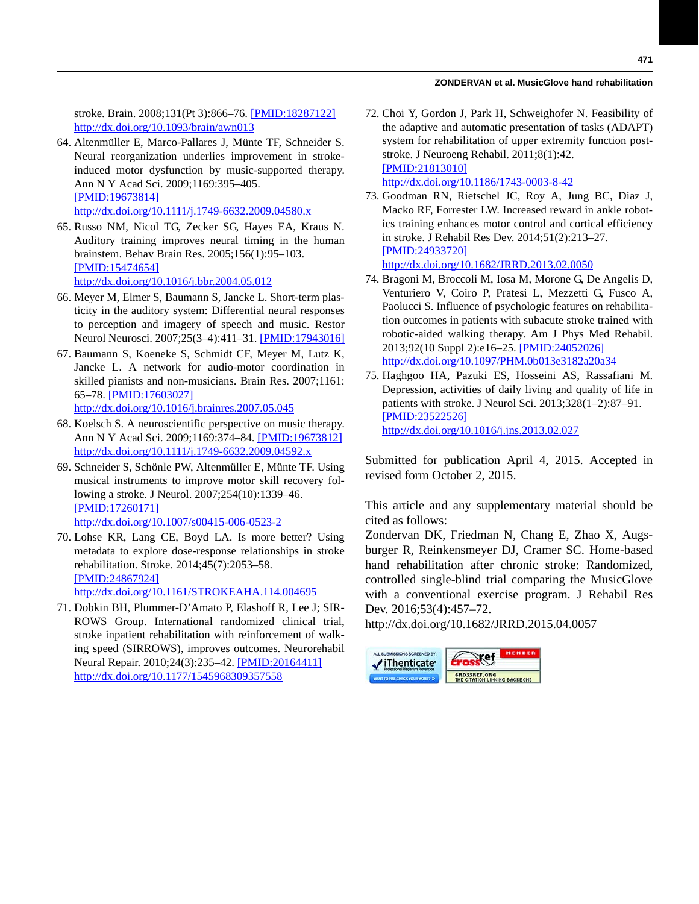stroke. Brain. 2008;131(Pt 3):866–76. [PMID:18287122] http://dx.doi.org/10.1093/brain/awn013

64. Altenmüller E, Marco-Pallares J, Münte TF, Schneider S. Neural reorganization underlies improvement in stroke-induced motor dysfunction by music-supported therapy. Ann N Y Acad Sci. 2009;1169:395–405. [PMID:19673814] http://dx.doi.org/10.1111/j.1749-6632.2009.04580.x
65. Russo NM, Nicol TG, Zecker SG, Hayes EA, Kraus N. Auditory training improves neural timing in the human brainstem. Behav Brain Res. 2005;156(1):95–103. [PMID:15474654] http://dx.doi.org/10.1016/j.bbr.2004.05.012
66. Meyer M, Elmer S, Baumann S, Jancke L. Short-term plasticity in the auditory system: Differential neural responses to perception and imagery of speech and music. Restor Neurol Neurosci. 2007;25(3–4):411–31. [PMID:17943016]
67. Baumann S, Koeneke S, Schmidt CF, Meyer M, Lutz K, Jancke L. A network for audio-motor coordination in skilled pianists and non-musicians. Brain Res. 2007;1161: 65–78. [PMID:17603027] http://dx.doi.org/10.1016/j.brainres.2007.05.045
68. Koelsch S. A neuroscientific perspective on music therapy. Ann N Y Acad Sci. 2009;1169:374–84. [PMID:19673812] http://dx.doi.org/10.1111/j.1749-6632.2009.04592.x
69. Schneider S, Schönle PW, Altenmüller E, Münte TF. Using musical instruments to improve motor skill recovery following a stroke. J Neurol. 2007;254(10):1339–46. [PMID:17260171] http://dx.doi.org/10.1007/s00415-006-0523-2
70. Lohse KR, Lang CE, Boyd LA. Is more better? Using metadata to explore dose-response relationships in stroke rehabilitation. Stroke. 2014;45(7):2053–58. [PMID:24867924] http://dx.doi.org/10.1161/STROKEAHA.114.004695
71. Dobkin BH, Plummer-D'Amato P, Elashoff R, Lee J; SIRROWS Group. International randomized clinical trial, stroke inpatient rehabilitation with reinforcement of walking speed (SIRROWS), improves outcomes. Neurorehabil Neural Repair. 2010;24(3):235–42. [PMID:20164411] http://dx.doi.org/10.1177/1545968309357558
72. Choi Y, Gordon J, Park H, Schweighofer N. Feasibility of the adaptive and automatic presentation of tasks (ADAPT) system for rehabilitation of upper extremity function post-stroke. J Neuroeng Rehabil. 2011;8(1):42. [PMID:21813010] http://dx.doi.org/10.1186/1743-0003-8-42
73. Goodman RN, Rietschel JC, Roy A, Jung BC, Diaz J, Macko RF, Forrester LW. Increased reward in ankle robotics training enhances motor control and cortical efficiency in stroke. J Rehabil Res Dev. 2014;51(2):213–27. [PMID:24933720] http://dx.doi.org/10.1682/JRRD.2013.02.0050
74. Bragoni M, Broccoli M, Iosa M, Morone G, De Angelis D, Venturiero V, Coiro P, Pratesi L, Mezzetti G, Fusco A, Paolucci S. Influence of psychologic features on rehabilitation outcomes in patients with subacute stroke trained with robotic-aided walking therapy. Am J Phys Med Rehabil. 2013;92(10 Suppl 2):e16–25. [PMID:24052026] http://dx.doi.org/10.1097/PHM.0b013e3182a20a34
75. Haghgoo HA, Pazuki ES, Hosseini AS, Rassafiani M. Depression, activities of daily living and quality of life in patients with stroke. J Neurol Sci. 2013;328(1–2):87–91. [PMID:23522526] http://dx.doi.org/10.1016/j.jns.2013.02.027

Submitted for publication April 4, 2015. Accepted in revised form October 2, 2015.

This article and any supplementary material should be cited as follows:
Zondervan DK, Friedman N, Chang E, Zhao X, Augsburger R, Reinkensmeyer DJ, Cramer SC. Home-based hand rehabilitation after chronic stroke: Randomized, controlled single-blind trial comparing the MusicGlove with a conventional exercise program. J Rehabil Res Dev. 2016;53(4):457–72.
http://dx.doi.org/10.1682/JRRD.2015.04.0057